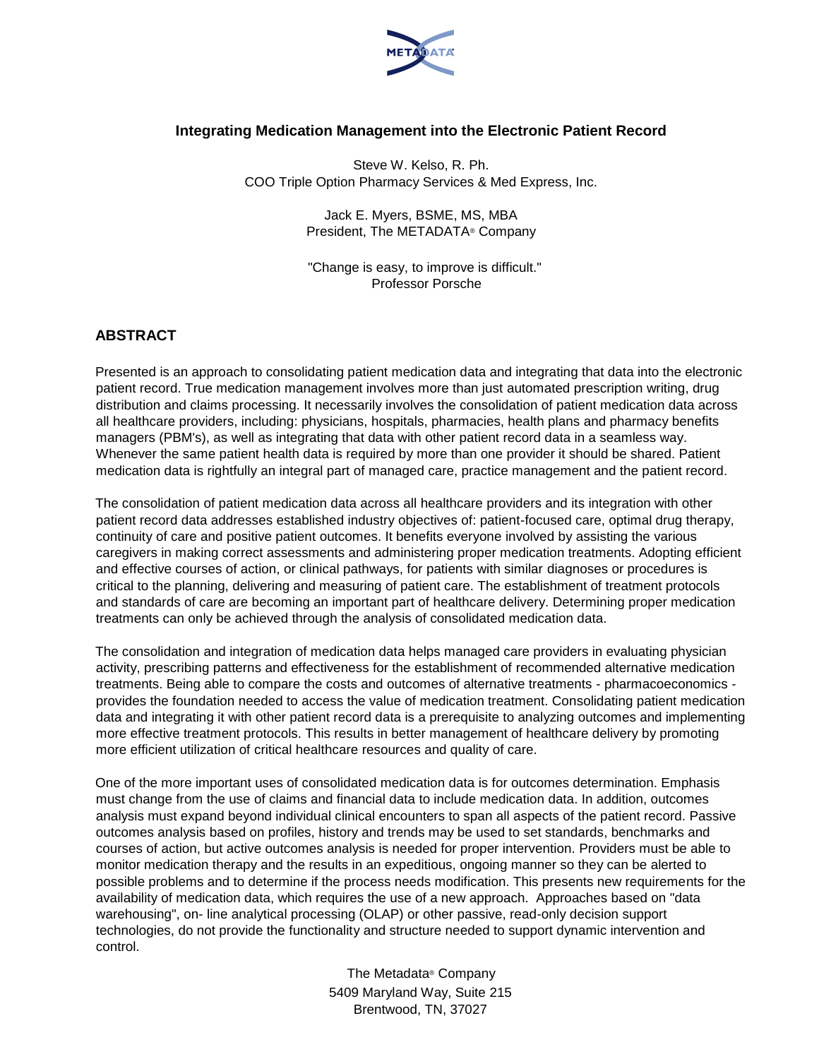# Integrating Medication Management into the Electronic Patient Record

Steve W. Kelso, R. Ph.
COO Triple Option Pharmacy Services & Med Express, Inc.

Jack E. Myers, BSME, MS, MBA
President, The METADATA® Company

"Change is easy, to improve is difficult."
Professor Porsche

## ABSTRACT

Presented is an approach to consolidating patient medication data and integrating that data into the electronic patient record. True medication management involves more than just automated prescription writing, drug distribution and claims processing. It necessarily involves the consolidation of patient medication data across all healthcare providers, including: physicians, hospitals, pharmacies, health plans and pharmacy benefits managers (PBM's), as well as integrating that data with other patient record data in a seamless way. Whenever the same patient health data is required by more than one provider it should be shared. Patient medication data is rightfully an integral part of managed care, practice management and the patient record.

The consolidation of patient medication data across all healthcare providers and its integration with other patient record data addresses established industry objectives of: patient-focused care, optimal drug therapy, continuity of care and positive patient outcomes. It benefits everyone involved by assisting the various caregivers in making correct assessments and administering proper medication treatments. Adopting efficient and effective courses of action, or clinical pathways, for patients with similar diagnoses or procedures is critical to the planning, delivering and measuring of patient care. The establishment of treatment protocols and standards of care are becoming an important part of healthcare delivery. Determining proper medication treatments can only be achieved through the analysis of consolidated medication data.

The consolidation and integration of medication data helps managed care providers in evaluating physician activity, prescribing patterns and effectiveness for the establishment of recommended alternative medication treatments. Being able to compare the costs and outcomes of alternative treatments - pharmacoeconomics - provides the foundation needed to access the value of medication treatment. Consolidating patient medication data and integrating it with other patient record data is a prerequisite to analyzing outcomes and implementing more effective treatment protocols. This results in better management of healthcare delivery by promoting more efficient utilization of critical healthcare resources and quality of care.

One of the more important uses of consolidated medication data is for outcomes determination. Emphasis must change from the use of claims and financial data to include medication data. In addition, outcomes analysis must expand beyond individual clinical encounters to span all aspects of the patient record. Passive outcomes analysis based on profiles, history and trends may be used to set standards, benchmarks and courses of action, but active outcomes analysis is needed for proper intervention. Providers must be able to monitor medication therapy and the results in an expeditious, ongoing manner so they can be alerted to possible problems and to determine if the process needs modification. This presents new requirements for the availability of medication data, which requires the use of a new approach. Approaches based on "data warehousing", on- line analytical processing (OLAP) or other passive, read-only decision support technologies, do not provide the functionality and structure needed to support dynamic intervention and control.

The Metadata® Company
5409 Maryland Way, Suite 215
Brentwood, TN, 37027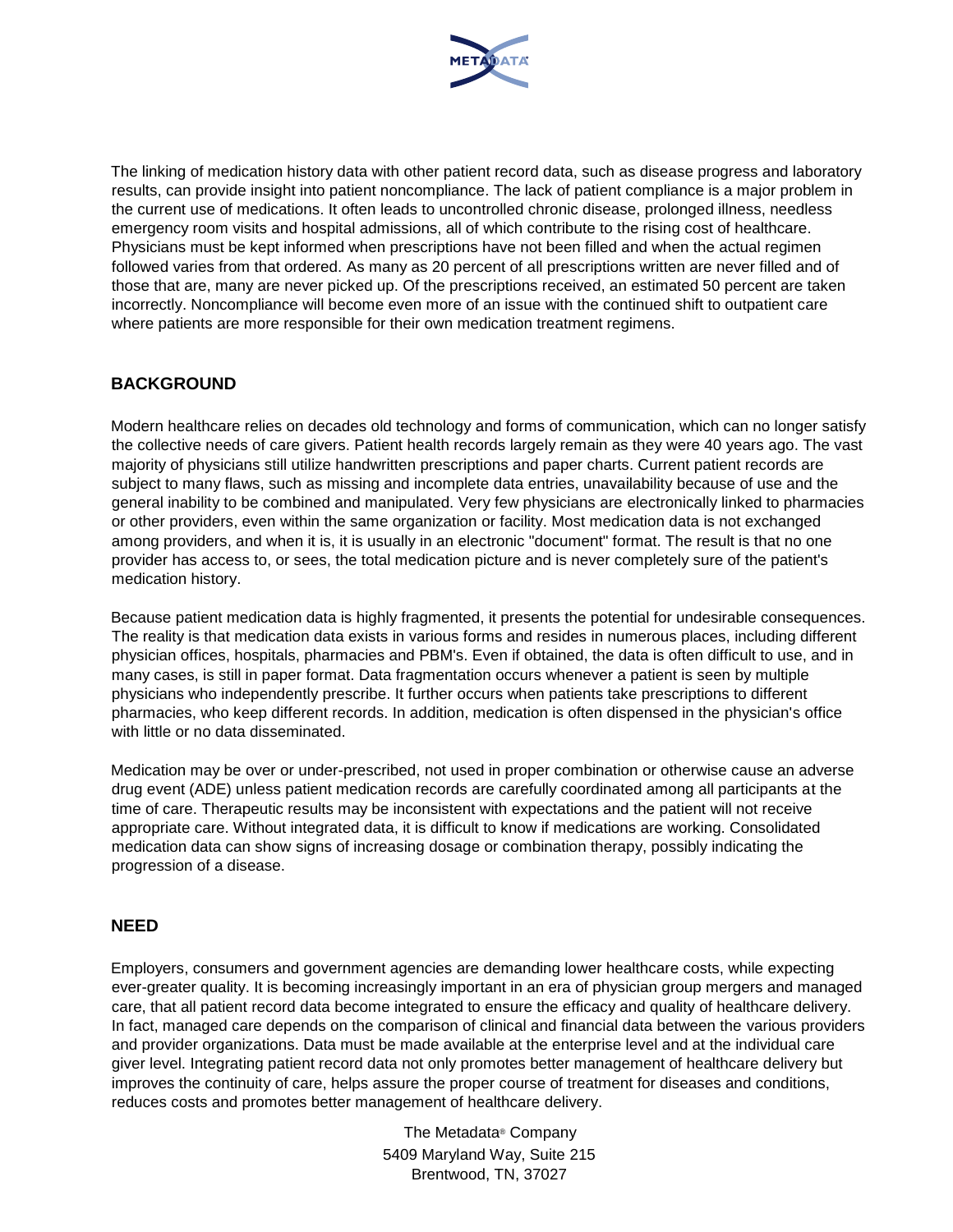The linking of medication history data with other patient record data, such as disease progress and laboratory results, can provide insight into patient noncompliance. The lack of patient compliance is a major problem in the current use of medications. It often leads to uncontrolled chronic disease, prolonged illness, needless emergency room visits and hospital admissions, all of which contribute to the rising cost of healthcare. Physicians must be kept informed when prescriptions have not been filled and when the actual regimen followed varies from that ordered. As many as 20 percent of all prescriptions written are never filled and of those that are, many are never picked up. Of the prescriptions received, an estimated 50 percent are taken incorrectly. Noncompliance will become even more of an issue with the continued shift to outpatient care where patients are more responsible for their own medication treatment regimens.

## BACKGROUND

Modern healthcare relies on decades old technology and forms of communication, which can no longer satisfy the collective needs of care givers. Patient health records largely remain as they were 40 years ago. The vast majority of physicians still utilize handwritten prescriptions and paper charts. Current patient records are subject to many flaws, such as missing and incomplete data entries, unavailability because of use and the general inability to be combined and manipulated. Very few physicians are electronically linked to pharmacies or other providers, even within the same organization or facility. Most medication data is not exchanged among providers, and when it is, it is usually in an electronic "document" format. The result is that no one provider has access to, or sees, the total medication picture and is never completely sure of the patient's medication history.

Because patient medication data is highly fragmented, it presents the potential for undesirable consequences. The reality is that medication data exists in various forms and resides in numerous places, including different physician offices, hospitals, pharmacies and PBM's. Even if obtained, the data is often difficult to use, and in many cases, is still in paper format. Data fragmentation occurs whenever a patient is seen by multiple physicians who independently prescribe. It further occurs when patients take prescriptions to different pharmacies, who keep different records. In addition, medication is often dispensed in the physician's office with little or no data disseminated.

Medication may be over or under-prescribed, not used in proper combination or otherwise cause an adverse drug event (ADE) unless patient medication records are carefully coordinated among all participants at the time of care. Therapeutic results may be inconsistent with expectations and the patient will not receive appropriate care. Without integrated data, it is difficult to know if medications are working. Consolidated medication data can show signs of increasing dosage or combination therapy, possibly indicating the progression of a disease.

## NEED

Employers, consumers and government agencies are demanding lower healthcare costs, while expecting ever-greater quality. It is becoming increasingly important in an era of physician group mergers and managed care, that all patient record data become integrated to ensure the efficacy and quality of healthcare delivery. In fact, managed care depends on the comparison of clinical and financial data between the various providers and provider organizations. Data must be made available at the enterprise level and at the individual care giver level. Integrating patient record data not only promotes better management of healthcare delivery but improves the continuity of care, helps assure the proper course of treatment for diseases and conditions, reduces costs and promotes better management of healthcare delivery.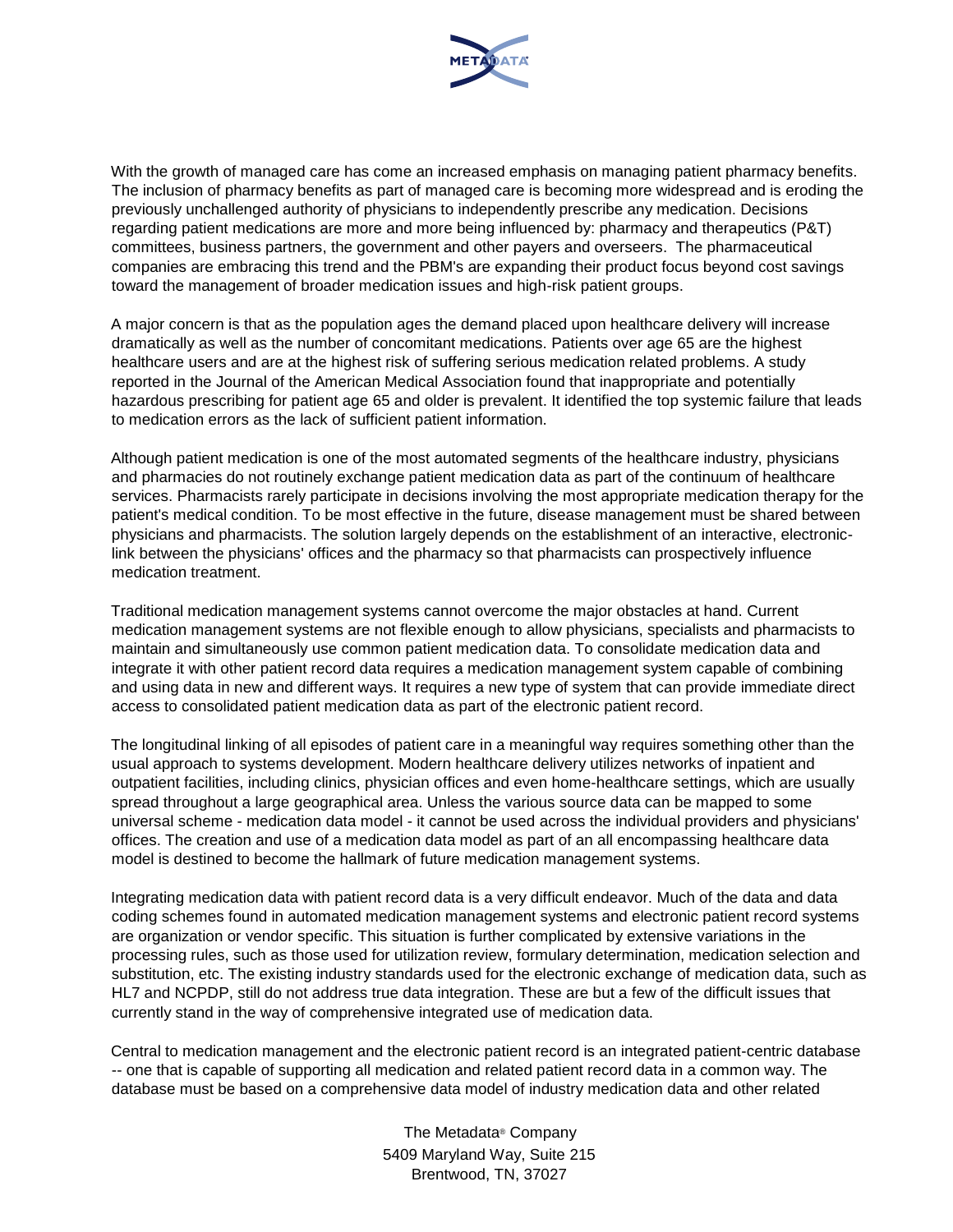With the growth of managed care has come an increased emphasis on managing patient pharmacy benefits. The inclusion of pharmacy benefits as part of managed care is becoming more widespread and is eroding the previously unchallenged authority of physicians to independently prescribe any medication. Decisions regarding patient medications are more and more being influenced by: pharmacy and therapeutics (P&T) committees, business partners, the government and other payers and overseers. The pharmaceutical companies are embracing this trend and the PBM's are expanding their product focus beyond cost savings toward the management of broader medication issues and high-risk patient groups.

A major concern is that as the population ages the demand placed upon healthcare delivery will increase dramatically as well as the number of concomitant medications. Patients over age 65 are the highest healthcare users and are at the highest risk of suffering serious medication related problems. A study reported in the Journal of the American Medical Association found that inappropriate and potentially hazardous prescribing for patient age 65 and older is prevalent. It identified the top systemic failure that leads to medication errors as the lack of sufficient patient information.

Although patient medication is one of the most automated segments of the healthcare industry, physicians and pharmacies do not routinely exchange patient medication data as part of the continuum of healthcare services. Pharmacists rarely participate in decisions involving the most appropriate medication therapy for the patient's medical condition. To be most effective in the future, disease management must be shared between physicians and pharmacists. The solution largely depends on the establishment of an interactive, electronic-link between the physicians' offices and the pharmacy so that pharmacists can prospectively influence medication treatment.

Traditional medication management systems cannot overcome the major obstacles at hand. Current medication management systems are not flexible enough to allow physicians, specialists and pharmacists to maintain and simultaneously use common patient medication data. To consolidate medication data and integrate it with other patient record data requires a medication management system capable of combining and using data in new and different ways. It requires a new type of system that can provide immediate direct access to consolidated patient medication data as part of the electronic patient record.

The longitudinal linking of all episodes of patient care in a meaningful way requires something other than the usual approach to systems development. Modern healthcare delivery utilizes networks of inpatient and outpatient facilities, including clinics, physician offices and even home-healthcare settings, which are usually spread throughout a large geographical area. Unless the various source data can be mapped to some universal scheme - medication data model - it cannot be used across the individual providers and physicians' offices. The creation and use of a medication data model as part of an all encompassing healthcare data model is destined to become the hallmark of future medication management systems.

Integrating medication data with patient record data is a very difficult endeavor. Much of the data and data coding schemes found in automated medication management systems and electronic patient record systems are organization or vendor specific. This situation is further complicated by extensive variations in the processing rules, such as those used for utilization review, formulary determination, medication selection and substitution, etc. The existing industry standards used for the electronic exchange of medication data, such as HL7 and NCPDP, still do not address true data integration. These are but a few of the difficult issues that currently stand in the way of comprehensive integrated use of medication data.

Central to medication management and the electronic patient record is an integrated patient-centric database -- one that is capable of supporting all medication and related patient record data in a common way. The database must be based on a comprehensive data model of industry medication data and other related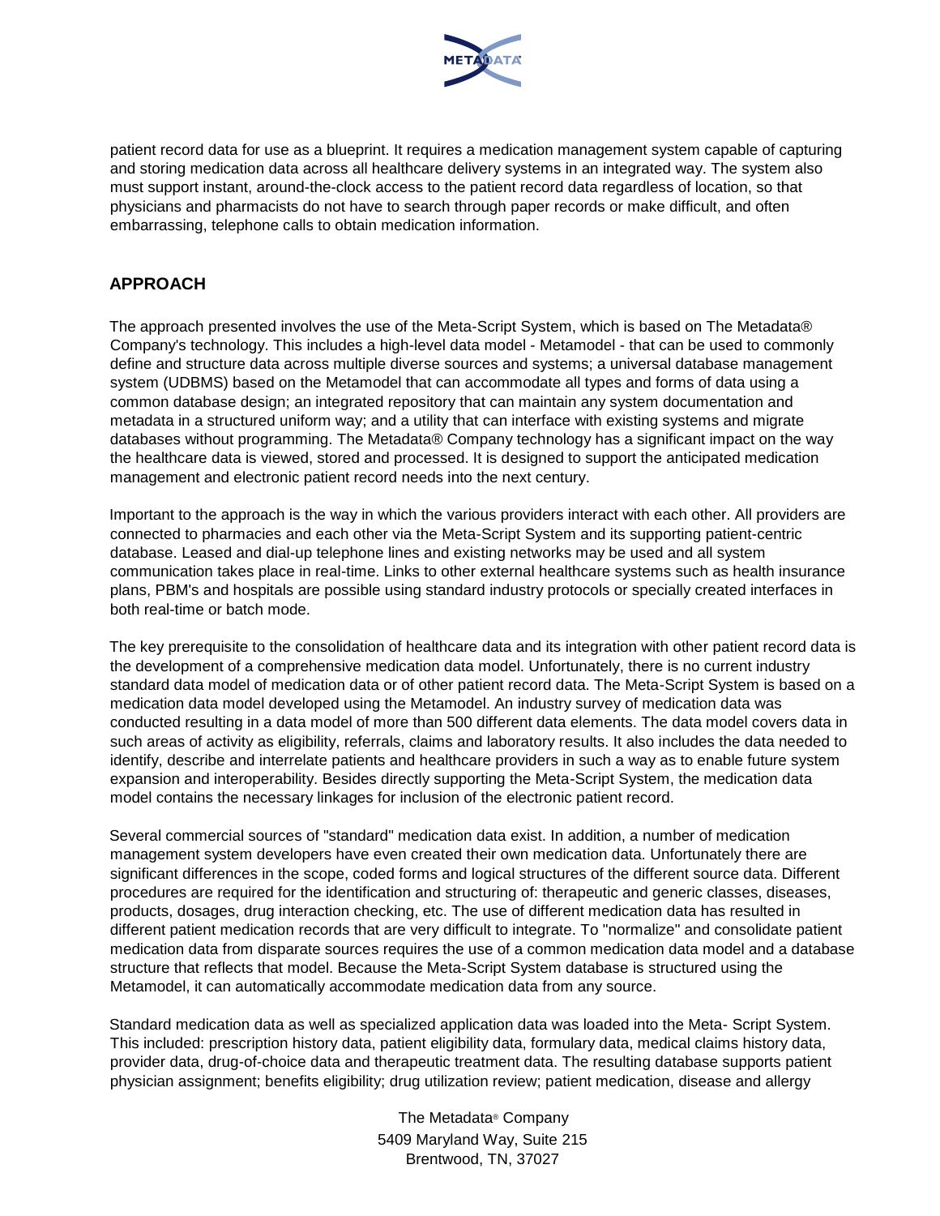patient record data for use as a blueprint. It requires a medication management system capable of capturing and storing medication data across all healthcare delivery systems in an integrated way. The system also must support instant, around-the-clock access to the patient record data regardless of location, so that physicians and pharmacists do not have to search through paper records or make difficult, and often embarrassing, telephone calls to obtain medication information.

## APPROACH

The approach presented involves the use of the Meta-Script System, which is based on The Metadata® Company's technology. This includes a high-level data model - Metamodel - that can be used to commonly define and structure data across multiple diverse sources and systems; a universal database management system (UDBMS) based on the Metamodel that can accommodate all types and forms of data using a common database design; an integrated repository that can maintain any system documentation and metadata in a structured uniform way; and a utility that can interface with existing systems and migrate databases without programming. The Metadata® Company technology has a significant impact on the way the healthcare data is viewed, stored and processed. It is designed to support the anticipated medication management and electronic patient record needs into the next century.

Important to the approach is the way in which the various providers interact with each other. All providers are connected to pharmacies and each other via the Meta-Script System and its supporting patient-centric database. Leased and dial-up telephone lines and existing networks may be used and all system communication takes place in real-time. Links to other external healthcare systems such as health insurance plans, PBM's and hospitals are possible using standard industry protocols or specially created interfaces in both real-time or batch mode.

The key prerequisite to the consolidation of healthcare data and its integration with other patient record data is the development of a comprehensive medication data model. Unfortunately, there is no current industry standard data model of medication data or of other patient record data. The Meta-Script System is based on a medication data model developed using the Metamodel. An industry survey of medication data was conducted resulting in a data model of more than 500 different data elements. The data model covers data in such areas of activity as eligibility, referrals, claims and laboratory results. It also includes the data needed to identify, describe and interrelate patients and healthcare providers in such a way as to enable future system expansion and interoperability. Besides directly supporting the Meta-Script System, the medication data model contains the necessary linkages for inclusion of the electronic patient record.

Several commercial sources of "standard" medication data exist. In addition, a number of medication management system developers have even created their own medication data. Unfortunately there are significant differences in the scope, coded forms and logical structures of the different source data. Different procedures are required for the identification and structuring of: therapeutic and generic classes, diseases, products, dosages, drug interaction checking, etc. The use of different medication data has resulted in different patient medication records that are very difficult to integrate. To "normalize" and consolidate patient medication data from disparate sources requires the use of a common medication data model and a database structure that reflects that model. Because the Meta-Script System database is structured using the Metamodel, it can automatically accommodate medication data from any source.

Standard medication data as well as specialized application data was loaded into the Meta- Script System. This included: prescription history data, patient eligibility data, formulary data, medical claims history data, provider data, drug-of-choice data and therapeutic treatment data. The resulting database supports patient physician assignment; benefits eligibility; drug utilization review; patient medication, disease and allergy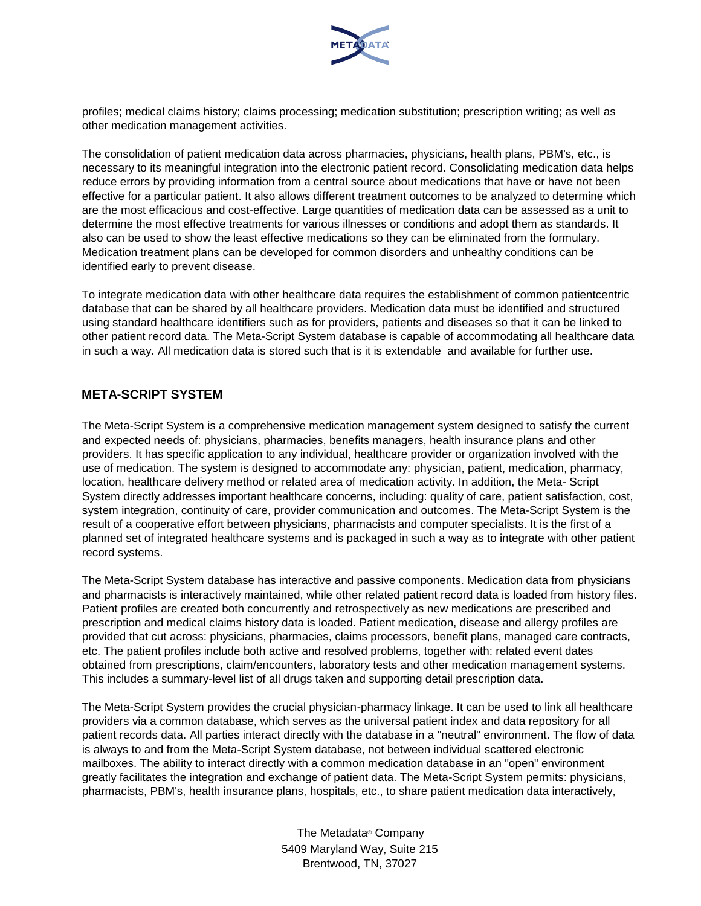profiles; medical claims history; claims processing; medication substitution; prescription writing; as well as other medication management activities.

The consolidation of patient medication data across pharmacies, physicians, health plans, PBM's, etc., is necessary to its meaningful integration into the electronic patient record. Consolidating medication data helps reduce errors by providing information from a central source about medications that have or have not been effective for a particular patient. It also allows different treatment outcomes to be analyzed to determine which are the most efficacious and cost-effective. Large quantities of medication data can be assessed as a unit to determine the most effective treatments for various illnesses or conditions and adopt them as standards. It also can be used to show the least effective medications so they can be eliminated from the formulary. Medication treatment plans can be developed for common disorders and unhealthy conditions can be identified early to prevent disease.

To integrate medication data with other healthcare data requires the establishment of common patientcentric database that can be shared by all healthcare providers. Medication data must be identified and structured using standard healthcare identifiers such as for providers, patients and diseases so that it can be linked to other patient record data. The Meta-Script System database is capable of accommodating all healthcare data in such a way. All medication data is stored such that is it is extendable and available for further use.

## META-SCRIPT SYSTEM

The Meta-Script System is a comprehensive medication management system designed to satisfy the current and expected needs of: physicians, pharmacies, benefits managers, health insurance plans and other providers. It has specific application to any individual, healthcare provider or organization involved with the use of medication. The system is designed to accommodate any: physician, patient, medication, pharmacy, location, healthcare delivery method or related area of medication activity. In addition, the Meta- Script System directly addresses important healthcare concerns, including: quality of care, patient satisfaction, cost, system integration, continuity of care, provider communication and outcomes. The Meta-Script System is the result of a cooperative effort between physicians, pharmacists and computer specialists. It is the first of a planned set of integrated healthcare systems and is packaged in such a way as to integrate with other patient record systems.

The Meta-Script System database has interactive and passive components. Medication data from physicians and pharmacists is interactively maintained, while other related patient record data is loaded from history files. Patient profiles are created both concurrently and retrospectively as new medications are prescribed and prescription and medical claims history data is loaded. Patient medication, disease and allergy profiles are provided that cut across: physicians, pharmacies, claims processors, benefit plans, managed care contracts, etc. The patient profiles include both active and resolved problems, together with: related event dates obtained from prescriptions, claim/encounters, laboratory tests and other medication management systems. This includes a summary-level list of all drugs taken and supporting detail prescription data.

The Meta-Script System provides the crucial physician-pharmacy linkage. It can be used to link all healthcare providers via a common database, which serves as the universal patient index and data repository for all patient records data. All parties interact directly with the database in a "neutral" environment. The flow of data is always to and from the Meta-Script System database, not between individual scattered electronic mailboxes. The ability to interact directly with a common medication database in an "open" environment greatly facilitates the integration and exchange of patient data. The Meta-Script System permits: physicians, pharmacists, PBM's, health insurance plans, hospitals, etc., to share patient medication data interactively,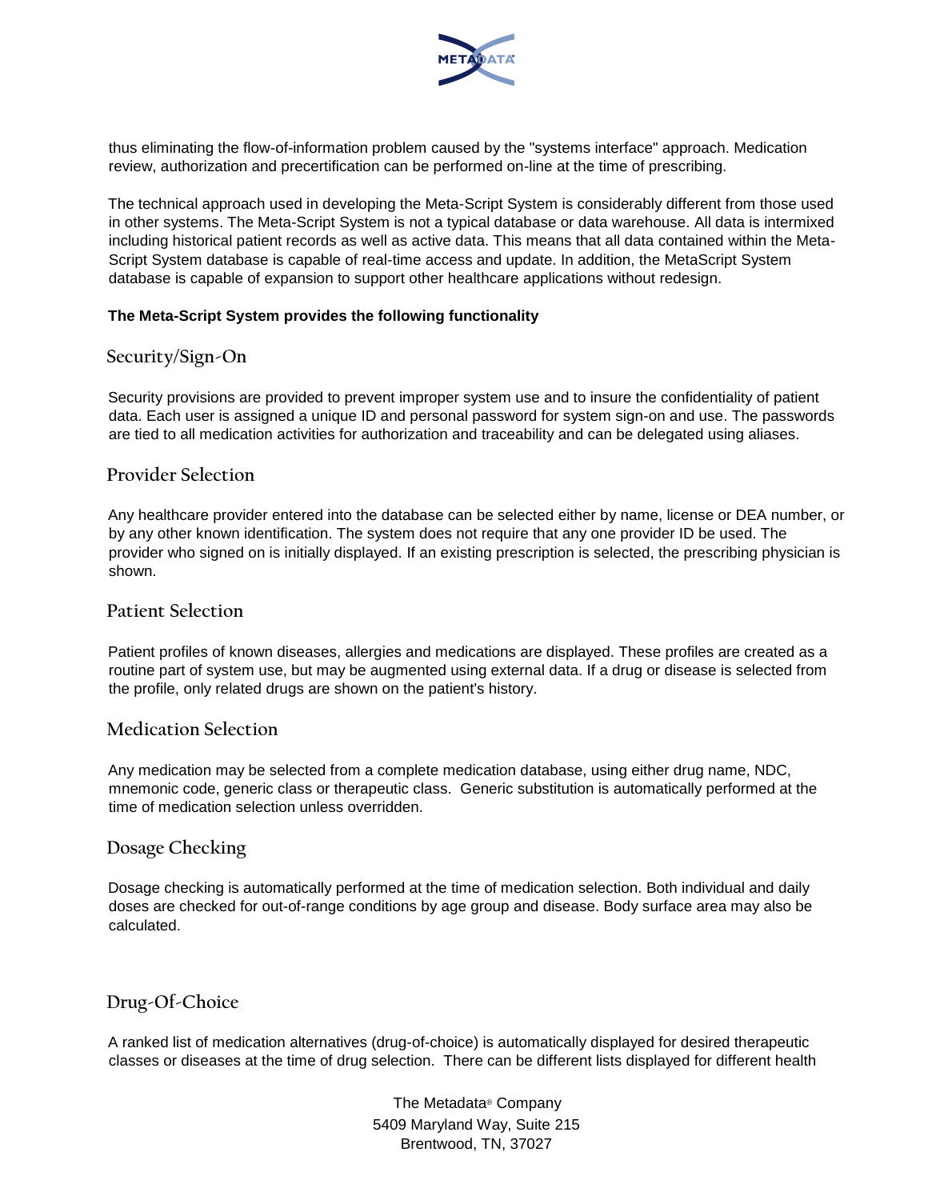thus eliminating the flow-of-information problem caused by the "systems interface" approach. Medication review, authorization and precertification can be performed on-line at the time of prescribing.

The technical approach used in developing the Meta-Script System is considerably different from those used in other systems. The Meta-Script System is not a typical database or data warehouse. All data is intermixed including historical patient records as well as active data. This means that all data contained within the Meta-Script System database is capable of real-time access and update. In addition, the MetaScript System database is capable of expansion to support other healthcare applications without redesign.

**The Meta-Script System provides the following functionality**

## Security/Sign-On

Security provisions are provided to prevent improper system use and to insure the confidentiality of patient data. Each user is assigned a unique ID and personal password for system sign-on and use. The passwords are tied to all medication activities for authorization and traceability and can be delegated using aliases.

## Provider Selection

Any healthcare provider entered into the database can be selected either by name, license or DEA number, or by any other known identification. The system does not require that any one provider ID be used. The provider who signed on is initially displayed. If an existing prescription is selected, the prescribing physician is shown.

## Patient Selection

Patient profiles of known diseases, allergies and medications are displayed. These profiles are created as a routine part of system use, but may be augmented using external data. If a drug or disease is selected from the profile, only related drugs are shown on the patient's history.

## Medication Selection

Any medication may be selected from a complete medication database, using either drug name, NDC, mnemonic code, generic class or therapeutic class. Generic substitution is automatically performed at the time of medication selection unless overridden.

## Dosage Checking

Dosage checking is automatically performed at the time of medication selection. Both individual and daily doses are checked for out-of-range conditions by age group and disease. Body surface area may also be calculated.

## Drug-Of-Choice

A ranked list of medication alternatives (drug-of-choice) is automatically displayed for desired therapeutic classes or diseases at the time of drug selection. There can be different lists displayed for different health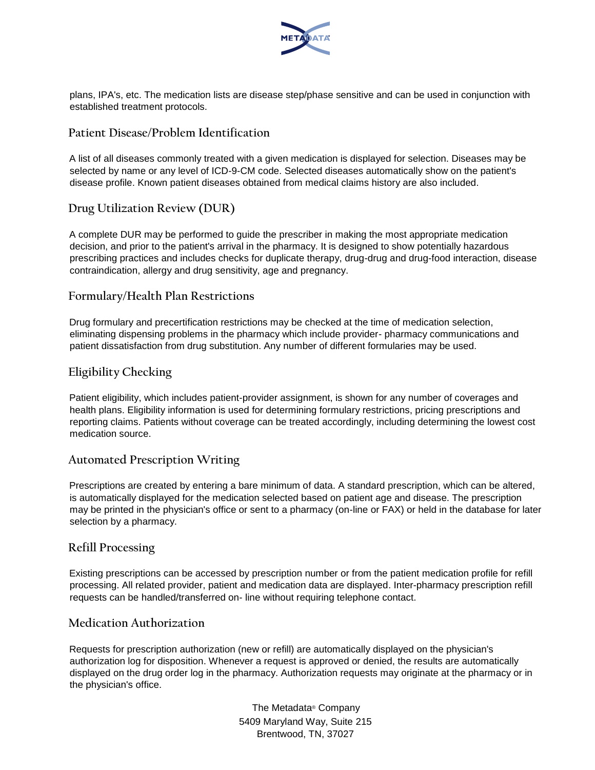plans, IPA's, etc. The medication lists are disease step/phase sensitive and can be used in conjunction with established treatment protocols.

## Patient Disease/Problem Identification

A list of all diseases commonly treated with a given medication is displayed for selection. Diseases may be selected by name or any level of ICD-9-CM code. Selected diseases automatically show on the patient's disease profile. Known patient diseases obtained from medical claims history are also included.

## Drug Utilization Review (DUR)

A complete DUR may be performed to guide the prescriber in making the most appropriate medication decision, and prior to the patient's arrival in the pharmacy. It is designed to show potentially hazardous prescribing practices and includes checks for duplicate therapy, drug-drug and drug-food interaction, disease contraindication, allergy and drug sensitivity, age and pregnancy.

## Formulary/Health Plan Restrictions

Drug formulary and precertification restrictions may be checked at the time of medication selection, eliminating dispensing problems in the pharmacy which include provider- pharmacy communications and patient dissatisfaction from drug substitution. Any number of different formularies may be used.

## Eligibility Checking

Patient eligibility, which includes patient-provider assignment, is shown for any number of coverages and health plans. Eligibility information is used for determining formulary restrictions, pricing prescriptions and reporting claims. Patients without coverage can be treated accordingly, including determining the lowest cost medication source.

## Automated Prescription Writing

Prescriptions are created by entering a bare minimum of data. A standard prescription, which can be altered, is automatically displayed for the medication selected based on patient age and disease. The prescription may be printed in the physician's office or sent to a pharmacy (on-line or FAX) or held in the database for later selection by a pharmacy.

## Refill Processing

Existing prescriptions can be accessed by prescription number or from the patient medication profile for refill processing. All related provider, patient and medication data are displayed. Inter-pharmacy prescription refill requests can be handled/transferred on- line without requiring telephone contact.

## Medication Authorization

Requests for prescription authorization (new or refill) are automatically displayed on the physician's authorization log for disposition. Whenever a request is approved or denied, the results are automatically displayed on the drug order log in the pharmacy. Authorization requests may originate at the pharmacy or in the physician's office.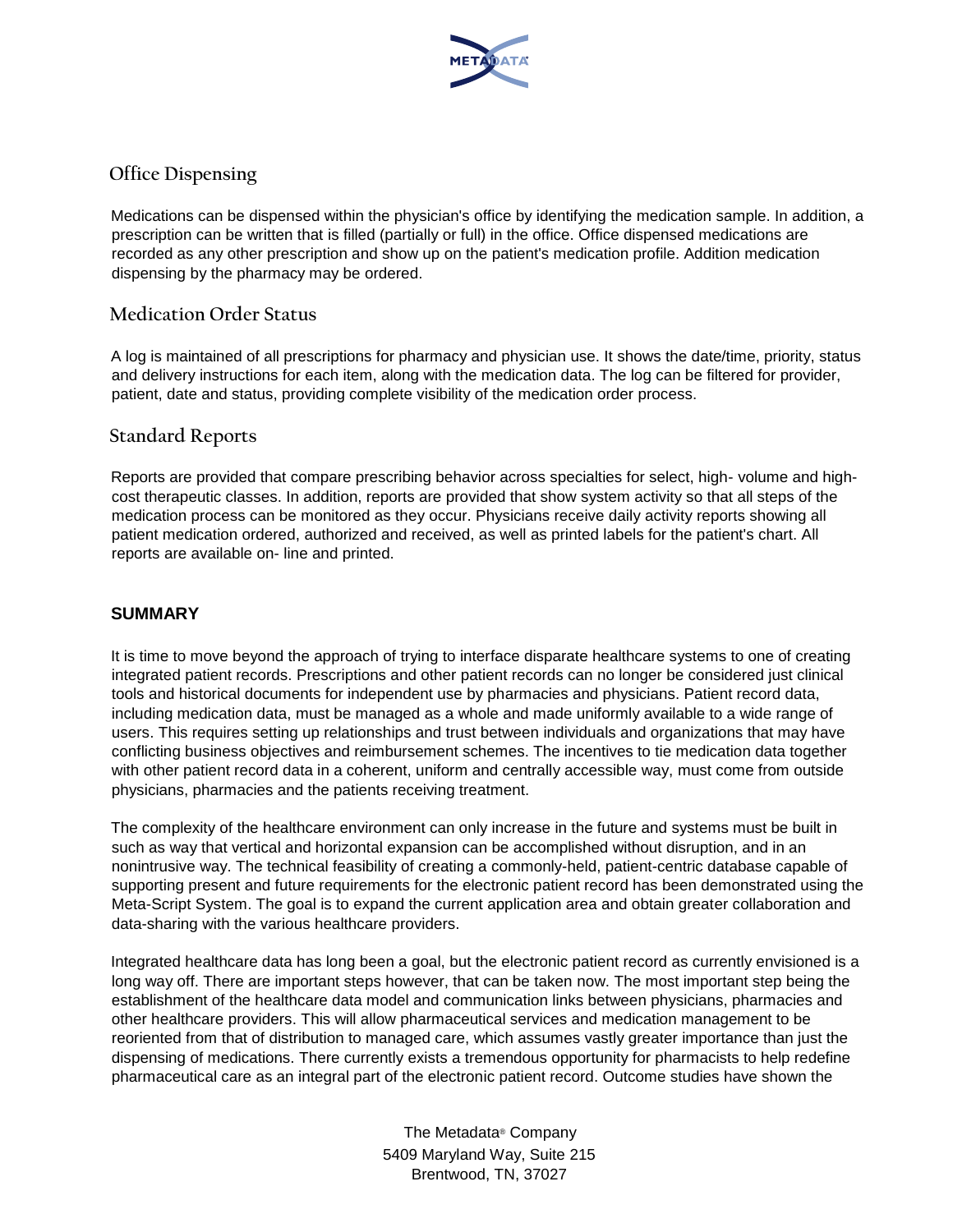## Office Dispensing

Medications can be dispensed within the physician's office by identifying the medication sample. In addition, a prescription can be written that is filled (partially or full) in the office. Office dispensed medications are recorded as any other prescription and show up on the patient's medication profile. Addition medication dispensing by the pharmacy may be ordered.

## Medication Order Status

A log is maintained of all prescriptions for pharmacy and physician use. It shows the date/time, priority, status and delivery instructions for each item, along with the medication data. The log can be filtered for provider, patient, date and status, providing complete visibility of the medication order process.

## Standard Reports

Reports are provided that compare prescribing behavior across specialties for select, high- volume and high-cost therapeutic classes. In addition, reports are provided that show system activity so that all steps of the medication process can be monitored as they occur. Physicians receive daily activity reports showing all patient medication ordered, authorized and received, as well as printed labels for the patient's chart. All reports are available on- line and printed.

## SUMMARY

It is time to move beyond the approach of trying to interface disparate healthcare systems to one of creating integrated patient records. Prescriptions and other patient records can no longer be considered just clinical tools and historical documents for independent use by pharmacies and physicians. Patient record data, including medication data, must be managed as a whole and made uniformly available to a wide range of users. This requires setting up relationships and trust between individuals and organizations that may have conflicting business objectives and reimbursement schemes. The incentives to tie medication data together with other patient record data in a coherent, uniform and centrally accessible way, must come from outside physicians, pharmacies and the patients receiving treatment.

The complexity of the healthcare environment can only increase in the future and systems must be built in such as way that vertical and horizontal expansion can be accomplished without disruption, and in an nonintrusive way. The technical feasibility of creating a commonly-held, patient-centric database capable of supporting present and future requirements for the electronic patient record has been demonstrated using the Meta-Script System. The goal is to expand the current application area and obtain greater collaboration and data-sharing with the various healthcare providers.

Integrated healthcare data has long been a goal, but the electronic patient record as currently envisioned is a long way off. There are important steps however, that can be taken now. The most important step being the establishment of the healthcare data model and communication links between physicians, pharmacies and other healthcare providers. This will allow pharmaceutical services and medication management to be reoriented from that of distribution to managed care, which assumes vastly greater importance than just the dispensing of medications. There currently exists a tremendous opportunity for pharmacists to help redefine pharmaceutical care as an integral part of the electronic patient record. Outcome studies have shown the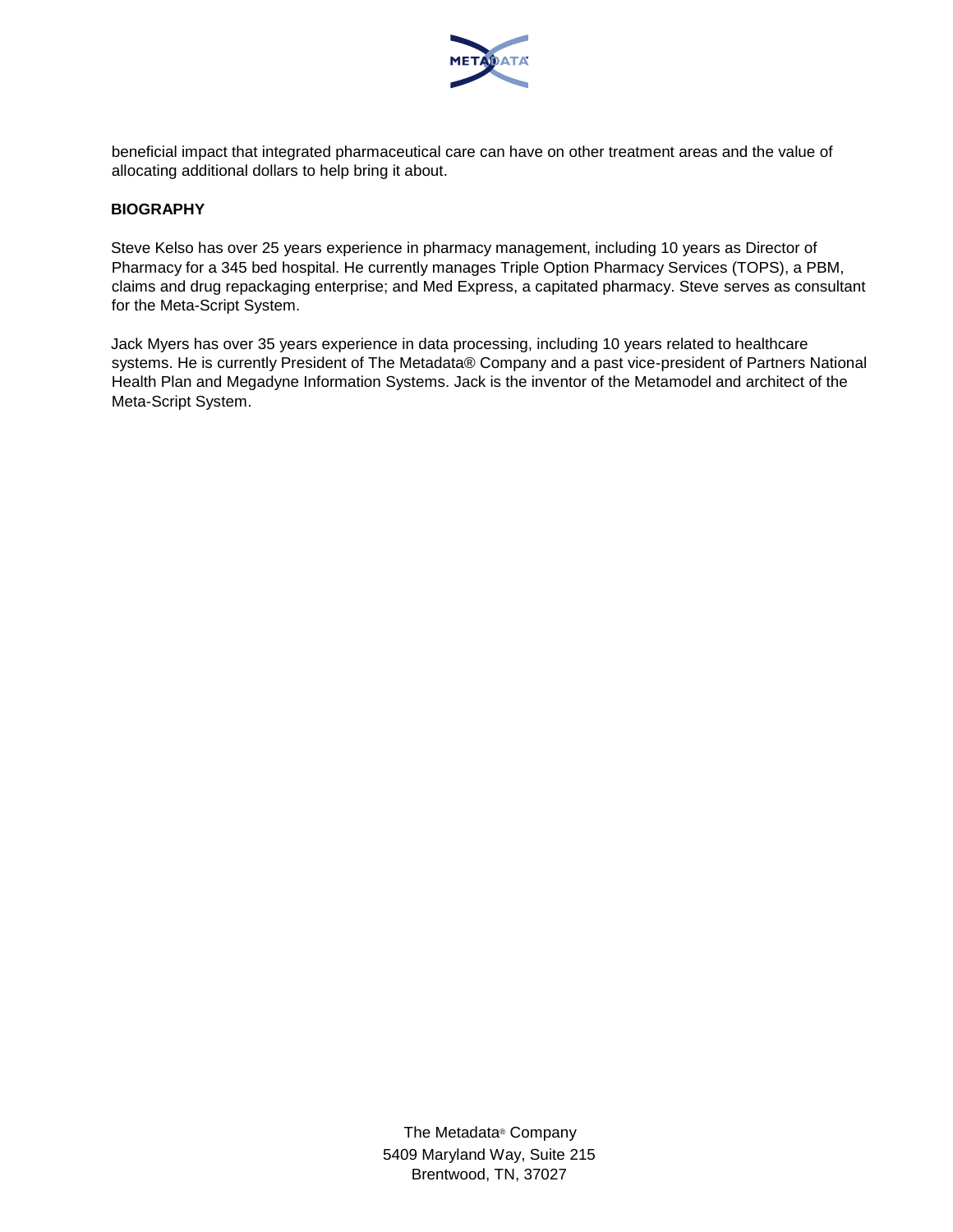beneficial impact that integrated pharmaceutical care can have on other treatment areas and the value of allocating additional dollars to help bring it about.

**BIOGRAPHY**

Steve Kelso has over 25 years experience in pharmacy management, including 10 years as Director of Pharmacy for a 345 bed hospital. He currently manages Triple Option Pharmacy Services (TOPS), a PBM, claims and drug repackaging enterprise; and Med Express, a capitated pharmacy. Steve serves as consultant for the Meta-Script System.

Jack Myers has over 35 years experience in data processing, including 10 years related to healthcare systems. He is currently President of The Metadata® Company and a past vice-president of Partners National Health Plan and Megadyne Information Systems. Jack is the inventor of the Metamodel and architect of the Meta-Script System.